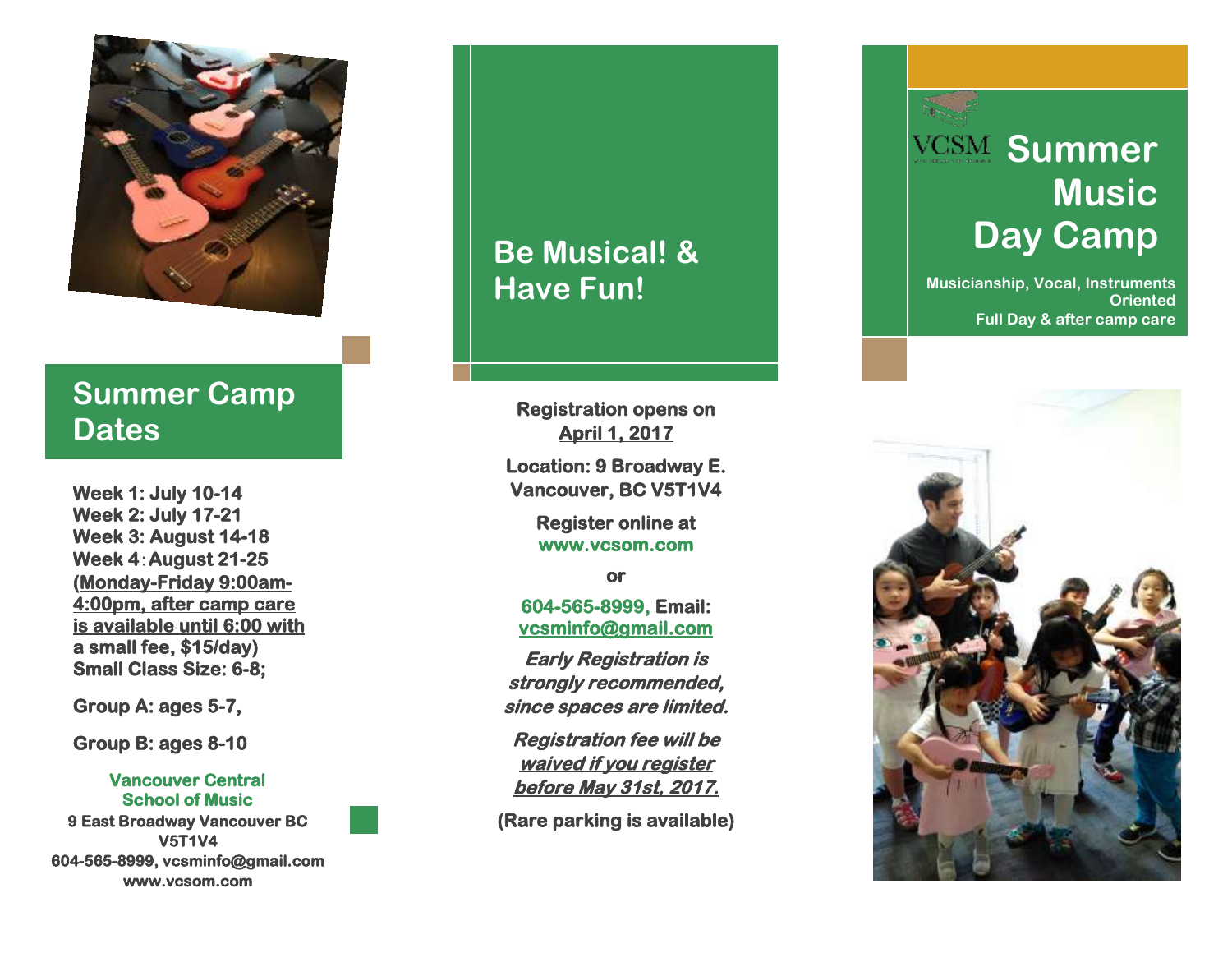## Summer Camp Dates

**Week 1: July 10-14**
**Week 2: July 17-21**
**Week 3: August 14-18**
**Week 4：August 21-25**
**(Monday-Friday 9:00am-4:00pm, after camp care is available until 6:00 with a small fee, $15/day)**
**Small Class Size: 6-8;**

**Group A: ages 5-7,**

**Group B: ages 8-10**

**Vancouver Central School of Music**
**9 East Broadway Vancouver BC V5T1V4**
**604-565-8999, vcsminfo@gmail.com**
**www.vcsom.com**

## Be Musical! & Have Fun!

**Registration opens on April 1, 2017**

**Location: 9 Broadway E. Vancouver, BC V5T1V4**

**Register online at www.vcsom.com**

**or**

**604-565-8999, Email: vcsminfo@gmail.com**

***Early Registration is strongly recommended, since spaces are limited.***

***Registration fee will be waived if you register before May 31st, 2017.***

**(Rare parking is available)**

VCSM

# Summer Music Day Camp

**Musicianship, Vocal, Instruments Oriented**
**Full Day & after camp care**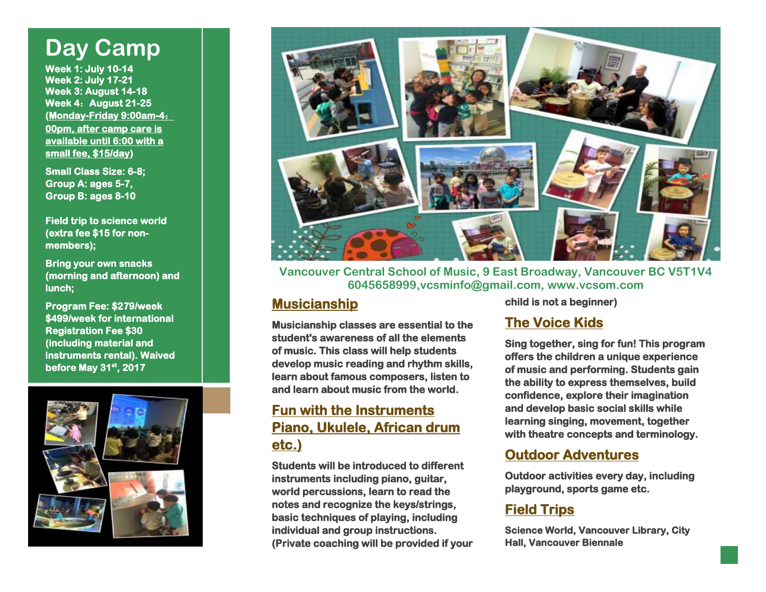# Day Camp

**Week 1: July 10-14**
**Week 2: July 17-21**
**Week 3: August 14-18**
**Week 4：August 21-25**
**(Monday-Friday 9:00am-4：00pm, after camp care is available until 6:00 with a small fee, $15/day)**

**Small Class Size: 6-8;**
**Group A: ages 5-7,**
**Group B: ages 8-10**

**Field trip to science world (extra fee $15 for non-members);**

**Bring your own snacks (morning and afternoon) and lunch;**

**Program Fee: $279/week**
**$499/week for international**
**Registration Fee $30 (including material and instruments rental). Waived before May 31st, 2017**

**Vancouver Central School of Music, 9 East Broadway, Vancouver BC V5T1V4**
**6045658999,vcsminfo@gmail.com, www.vcsom.com**

## Musicianship

**Musicianship classes are essential to the student's awareness of all the elements of music. This class will help students develop music reading and rhythm skills, learn about famous composers, listen to and learn about music from the world.**

## Fun with the Instruments Piano, Ukulele, African drum etc.)

**Students will be introduced to different instruments including piano, guitar, world percussions, learn to read the notes and recognize the keys/strings, basic techniques of playing, including individual and group instructions. (Private coaching will be provided if your child is not a beginner)**

## The Voice Kids

**Sing together, sing for fun! This program offers the children a unique experience of music and performing. Students gain the ability to express themselves, build confidence, explore their imagination and develop basic social skills while learning singing, movement, together with theatre concepts and terminology.**

## Outdoor Adventures

**Outdoor activities every day, including playground, sports game etc.**

## Field Trips

**Science World, Vancouver Library, City Hall, Vancouver Biennale**